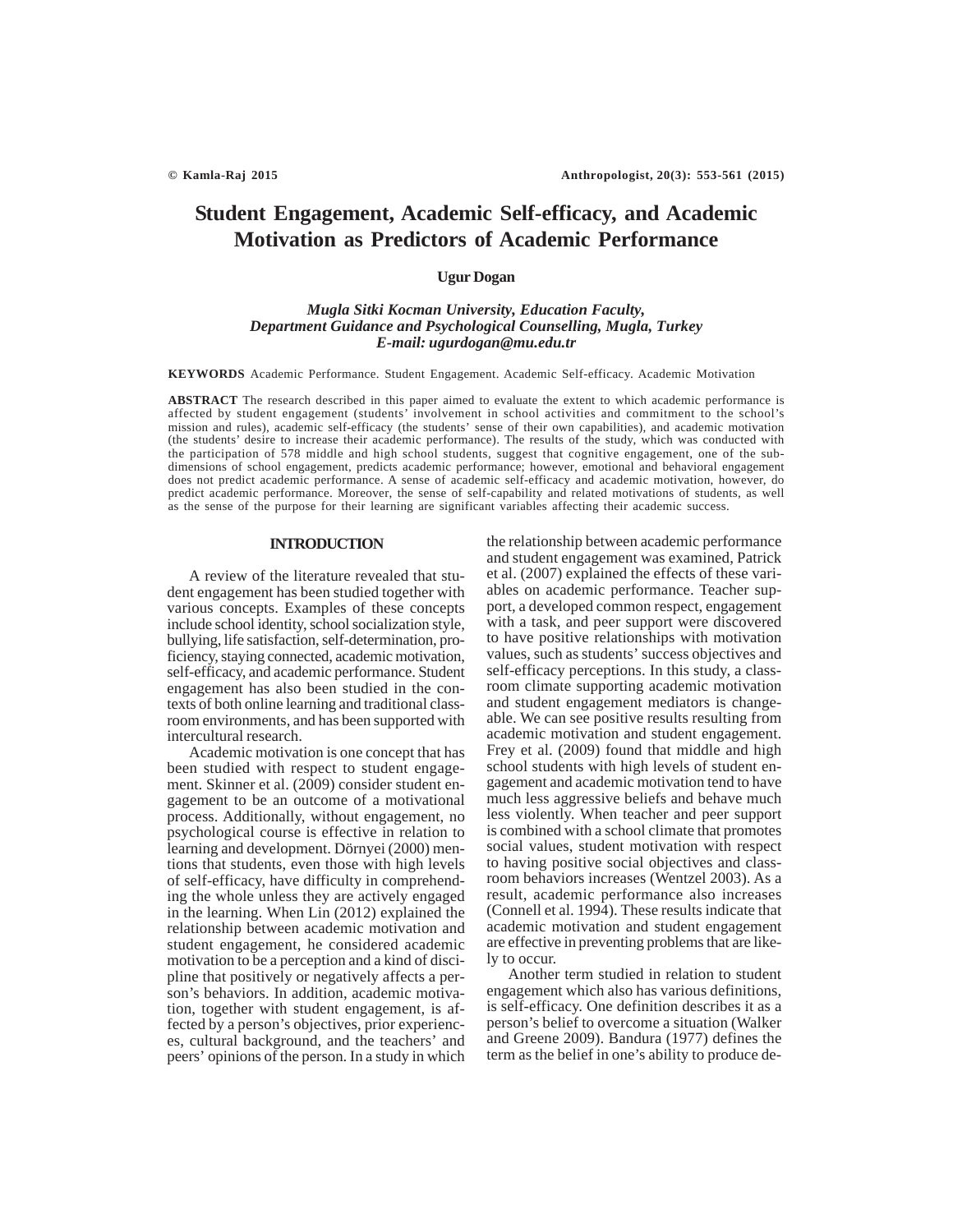# Student Engagement, Academic Self-efficacy, and Academic Motivation as Predictors of Academic Performance

**Ugur Dogan**

*Mugla Sitki Kocman University, Education Faculty,*
*Department Guidance and Psychological Counselling, Mugla, Turkey*
*E-mail: ugurdogan@mu.edu.tr*

**KEYWORDS** Academic Performance. Student Engagement. Academic Self-efficacy. Academic Motivation

**ABSTRACT** The research described in this paper aimed to evaluate the extent to which academic performance is affected by student engagement (students' involvement in school activities and commitment to the school's mission and rules), academic self-efficacy (the students' sense of their own capabilities), and academic motivation (the students' desire to increase their academic performance). The results of the study, which was conducted with the participation of 578 middle and high school students, suggest that cognitive engagement, one of the sub-dimensions of school engagement, predicts academic performance; however, emotional and behavioral engagement does not predict academic performance. A sense of academic self-efficacy and academic motivation, however, do predict academic performance. Moreover, the sense of self-capability and related motivations of students, as well as the sense of the purpose for their learning are significant variables affecting their academic success.

## INTRODUCTION

A review of the literature revealed that student engagement has been studied together with various concepts. Examples of these concepts include school identity, school socialization style, bullying, life satisfaction, self-determination, proficiency, staying connected, academic motivation, self-efficacy, and academic performance. Student engagement has also been studied in the contexts of both online learning and traditional classroom environments, and has been supported with intercultural research.

Academic motivation is one concept that has been studied with respect to student engagement. Skinner et al. (2009) consider student engagement to be an outcome of a motivational process. Additionally, without engagement, no psychological course is effective in relation to learning and development. Dörnyei (2000) mentions that students, even those with high levels of self-efficacy, have difficulty in comprehending the whole unless they are actively engaged in the learning. When Lin (2012) explained the relationship between academic motivation and student engagement, he considered academic motivation to be a perception and a kind of discipline that positively or negatively affects a person's behaviors. In addition, academic motivation, together with student engagement, is affected by a person's objectives, prior experiences, cultural background, and the teachers' and peers' opinions of the person. In a study in which the relationship between academic performance and student engagement was examined, Patrick et al. (2007) explained the effects of these variables on academic performance. Teacher support, a developed common respect, engagement with a task, and peer support were discovered to have positive relationships with motivation values, such as students' success objectives and self-efficacy perceptions. In this study, a classroom climate supporting academic motivation and student engagement mediators is changeable. We can see positive results resulting from academic motivation and student engagement. Frey et al. (2009) found that middle and high school students with high levels of student engagement and academic motivation tend to have much less aggressive beliefs and behave much less violently. When teacher and peer support is combined with a school climate that promotes social values, student motivation with respect to having positive social objectives and classroom behaviors increases (Wentzel 2003). As a result, academic performance also increases (Connell et al. 1994). These results indicate that academic motivation and student engagement are effective in preventing problems that are likely to occur.

Another term studied in relation to student engagement which also has various definitions, is self-efficacy. One definition describes it as a person's belief to overcome a situation (Walker and Greene 2009). Bandura (1977) defines the term as the belief in one's ability to produce de-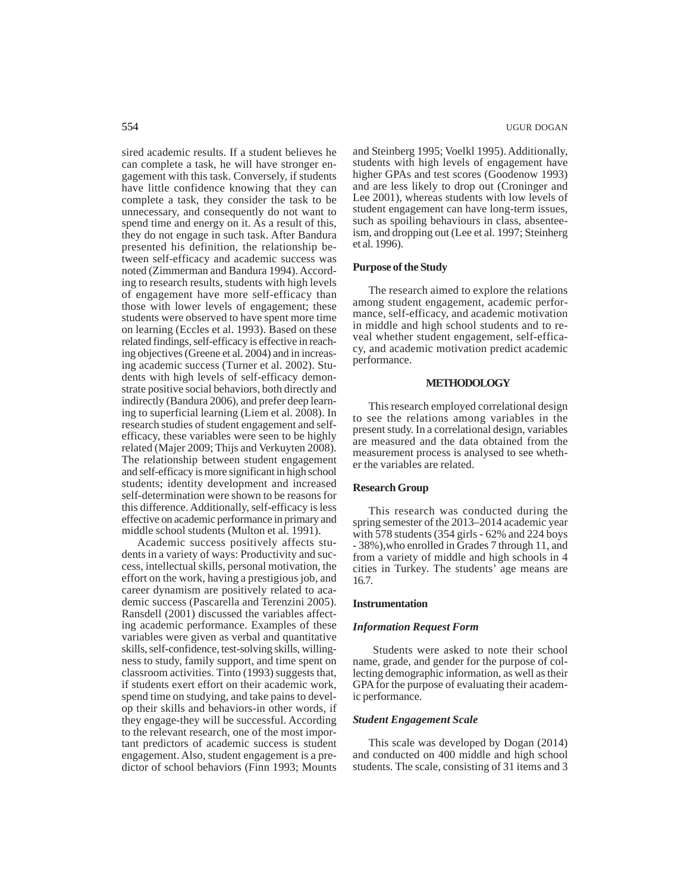sired academic results. If a student believes he can complete a task, he will have stronger engagement with this task. Conversely, if students have little confidence knowing that they can complete a task, they consider the task to be unnecessary, and consequently do not want to spend time and energy on it. As a result of this, they do not engage in such task. After Bandura presented his definition, the relationship between self-efficacy and academic success was noted (Zimmerman and Bandura 1994). According to research results, students with high levels of engagement have more self-efficacy than those with lower levels of engagement; these students were observed to have spent more time on learning (Eccles et al. 1993). Based on these related findings, self-efficacy is effective in reaching objectives (Greene et al. 2004) and in increasing academic success (Turner et al. 2002). Students with high levels of self-efficacy demonstrate positive social behaviors, both directly and indirectly (Bandura 2006), and prefer deep learning to superficial learning (Liem et al. 2008). In research studies of student engagement and self-efficacy, these variables were seen to be highly related (Majer 2009; Thijs and Verkuyten 2008). The relationship between student engagement and self-efficacy is more significant in high school students; identity development and increased self-determination were shown to be reasons for this difference. Additionally, self-efficacy is less effective on academic performance in primary and middle school students (Multon et al. 1991).

Academic success positively affects students in a variety of ways: Productivity and success, intellectual skills, personal motivation, the effort on the work, having a prestigious job, and career dynamism are positively related to academic success (Pascarella and Terenzini 2005). Ransdell (2001) discussed the variables affecting academic performance. Examples of these variables were given as verbal and quantitative skills, self-confidence, test-solving skills, willingness to study, family support, and time spent on classroom activities. Tinto (1993) suggests that, if students exert effort on their academic work, spend time on studying, and take pains to develop their skills and behaviors-in other words, if they engage-they will be successful. According to the relevant research, one of the most important predictors of academic success is student engagement. Also, student engagement is a predictor of school behaviors (Finn 1993; Mounts and Steinberg 1995; Voelkl 1995). Additionally, students with high levels of engagement have higher GPAs and test scores (Goodenow 1993) and are less likely to drop out (Croninger and Lee 2001), whereas students with low levels of student engagement can have long-term issues, such as spoiling behaviours in class, absenteeism, and dropping out (Lee et al. 1997; Steinherg et al. 1996).

### Purpose of the Study

The research aimed to explore the relations among student engagement, academic performance, self-efficacy, and academic motivation in middle and high school students and to reveal whether student engagement, self-efficacy, and academic motivation predict academic performance.

## METHODOLOGY

This research employed correlational design to see the relations among variables in the present study. In a correlational design, variables are measured and the data obtained from the measurement process is analysed to see whether the variables are related.

### Research Group

This research was conducted during the spring semester of the 2013–2014 academic year with 578 students (354 girls - 62% and 224 boys - 38%),who enrolled in Grades 7 through 11, and from a variety of middle and high schools in 4 cities in Turkey. The students' age means are 16.7.

### Instrumentation

#### *Information Request Form*

Students were asked to note their school name, grade, and gender for the purpose of collecting demographic information, as well as their GPA for the purpose of evaluating their academic performance.

#### *Student Engagement Scale*

This scale was developed by Dogan (2014) and conducted on 400 middle and high school students. The scale, consisting of 31 items and 3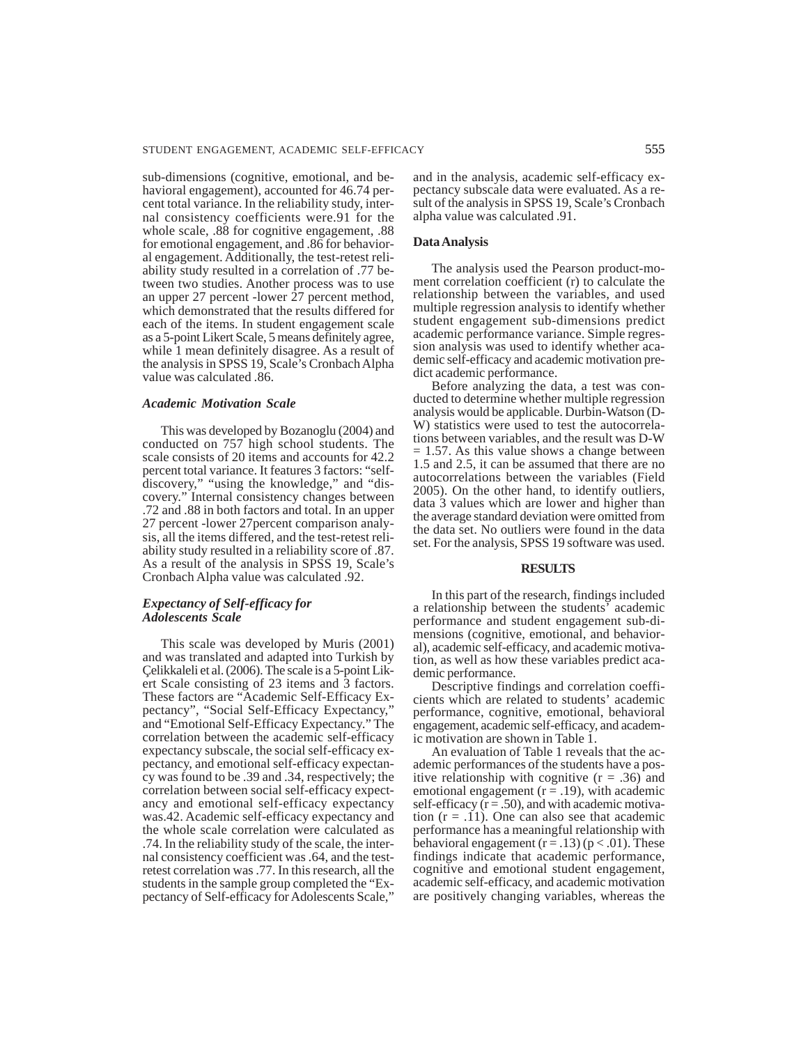sub-dimensions (cognitive, emotional, and behavioral engagement), accounted for 46.74 percent total variance. In the reliability study, internal consistency coefficients were.91 for the whole scale, .88 for cognitive engagement, .88 for emotional engagement, and .86 for behavioral engagement. Additionally, the test-retest reliability study resulted in a correlation of .77 between two studies. Another process was to use an upper 27 percent -lower 27 percent method, which demonstrated that the results differed for each of the items. In student engagement scale as a 5-point Likert Scale, 5 means definitely agree, while 1 mean definitely disagree. As a result of the analysis in SPSS 19, Scale's Cronbach Alpha value was calculated .86.

### *Academic Motivation Scale*

This was developed by Bozanoglu (2004) and conducted on 757 high school students. The scale consists of 20 items and accounts for 42.2 percent total variance. It features 3 factors: "self-discovery," "using the knowledge," and "discovery." Internal consistency changes between .72 and .88 in both factors and total. In an upper 27 percent -lower 27percent comparison analysis, all the items differed, and the test-retest reliability study resulted in a reliability score of .87. As a result of the analysis in SPSS 19, Scale's Cronbach Alpha value was calculated .92.

### *Expectancy of Self-efficacy for Adolescents Scale*

This scale was developed by Muris (2001) and was translated and adapted into Turkish by Çelikkaleli et al. (2006). The scale is a 5-point Likert Scale consisting of 23 items and 3 factors. These factors are "Academic Self-Efficacy Expectancy", "Social Self-Efficacy Expectancy," and "Emotional Self-Efficacy Expectancy." The correlation between the academic self-efficacy expectancy subscale, the social self-efficacy expectancy, and emotional self-efficacy expectancy was found to be .39 and .34, respectively; the correlation between social self-efficacy expectancy and emotional self-efficacy expectancy was.42. Academic self-efficacy expectancy and the whole scale correlation were calculated as .74. In the reliability study of the scale, the internal consistency coefficient was .64, and the test-retest correlation was .77. In this research, all the students in the sample group completed the "Expectancy of Self-efficacy for Adolescents Scale," and in the analysis, academic self-efficacy expectancy subscale data were evaluated. As a result of the analysis in SPSS 19, Scale's Cronbach alpha value was calculated .91.

### Data Analysis

The analysis used the Pearson product-moment correlation coefficient (r) to calculate the relationship between the variables, and used multiple regression analysis to identify whether student engagement sub-dimensions predict academic performance variance. Simple regression analysis was used to identify whether academic self-efficacy and academic motivation predict academic performance.

Before analyzing the data, a test was conducted to determine whether multiple regression analysis would be applicable. Durbin-Watson (D-W) statistics were used to test the autocorrelations between variables, and the result was D-W = 1.57. As this value shows a change between 1.5 and 2.5, it can be assumed that there are no autocorrelations between the variables (Field 2005). On the other hand, to identify outliers, data 3 values which are lower and higher than the average standard deviation were omitted from the data set. No outliers were found in the data set. For the analysis, SPSS 19 software was used.

## RESULTS

In this part of the research, findings included a relationship between the students' academic performance and student engagement sub-dimensions (cognitive, emotional, and behavioral), academic self-efficacy, and academic motivation, as well as how these variables predict academic performance.

Descriptive findings and correlation coefficients which are related to students' academic performance, cognitive, emotional, behavioral engagement, academic self-efficacy, and academic motivation are shown in Table 1.

An evaluation of Table 1 reveals that the academic performances of the students have a positive relationship with cognitive ($r = .36$) and emotional engagement ($r = .19$), with academic self-efficacy ($r = .50$), and with academic motivation ($r = .11$). One can also see that academic performance has a meaningful relationship with behavioral engagement ($r = .13$) ($p < .01$). These findings indicate that academic performance, cognitive and emotional student engagement, academic self-efficacy, and academic motivation are positively changing variables, whereas the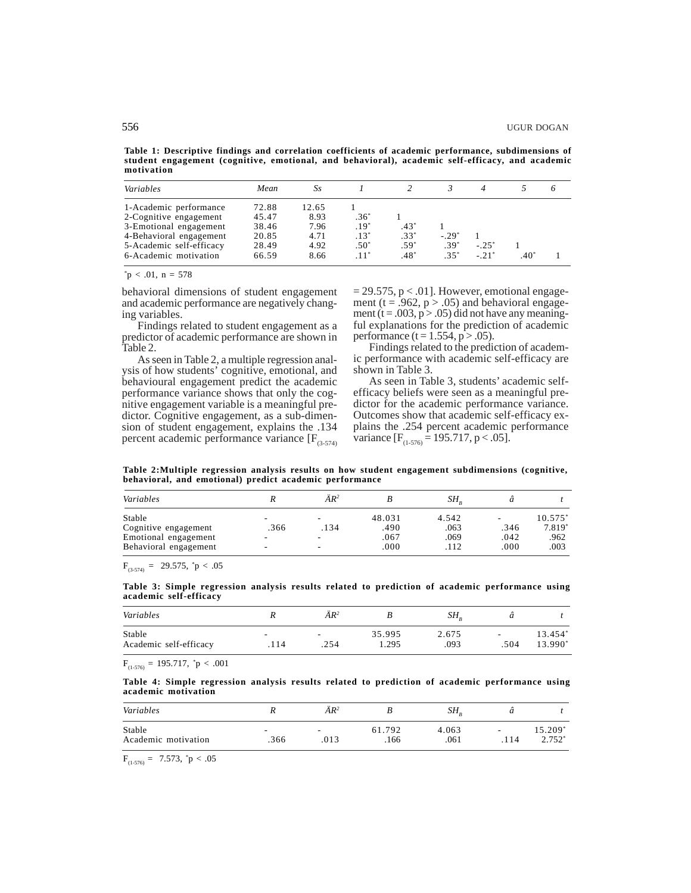**Table 1: Descriptive findings and correlation coefficients of academic performance, subdimensions of student engagement (cognitive, emotional, and behavioral), academic self-efficacy, and academic motivation**

| *Variables* | *Mean* | *Ss* | *1* | *2* | *3* | *4* | *5* | *6* |
|---|---|---|---|---|---|---|---|---|
| 1-Academic performance | 72.88 | 12.65 | 1 | | | | | |
| 2-Cognitive engagement | 45.47 | 8.93 | .36* | 1 | | | | |
| 3-Emotional engagement | 38.46 | 7.96 | .19* | .43* | 1 | | | |
| 4-Behavioral engagement | 20.85 | 4.71 | .13* | .33* | -.29* | 1 | | |
| 5-Academic self-efficacy | 28.49 | 4.92 | .50* | .59* | .39* | -.25* | 1 | |
| 6-Academic motivation | 66.59 | 8.66 | .11* | .48* | .35* | -.21* | .40* | 1 |

*$p < .01$, $n = 578$

behavioral dimensions of student engagement and academic performance are negatively changing variables.

Findings related to student engagement as a predictor of academic performance are shown in Table 2.

As seen in Table 2, a multiple regression analysis of how students' cognitive, emotional, and behavioural engagement predict the academic performance variance shows that only the cognitive engagement variable is a meaningful predictor. Cognitive engagement, as a sub-dimension of student engagement, explains the .134 percent academic performance variance [$F_{(3\text{-}574)} = 29.575$, $p < .01$]. However, emotional engagement ($t = .962$, $p > .05$) and behavioral engagement ($t = .003$, $p > .05$) did not have any meaningful explanations for the prediction of academic performance ($t = 1.554$, $p > .05$).

Findings related to the prediction of academic performance with academic self-efficacy are shown in Table 3.

As seen in Table 3, students' academic self-efficacy beliefs were seen as a meaningful predictor for the academic performance variance. Outcomes show that academic self-efficacy explains the .254 percent academic performance variance [$F_{(1\text{-}576)} = 195.717$, $p < .05$].

**Table 2:Multiple regression analysis results on how student engagement subdimensions (cognitive, behavioral, and emotional) predict academic performance**

| *Variables* | *R* | *ÄR²* | *B* | *$SH_B$* | *â* | *t* |
|---|---|---|---|---|---|---|
| Stable | - | - | 48.031 | 4.542 | - | 10.575* |
| Cognitive engagement | .366 | .134 | .490 | .063 | .346 | 7.819* |
| Emotional engagement | - | - | .067 | .069 | .042 | .962 |
| Behavioral engagement | - | - | .000 | .112 | .000 | .003 |

$F_{(3\text{-}574)} = 29.575$, *$p < .05$

**Table 3: Simple regression analysis results related to prediction of academic performance using academic self-efficacy**

| *Variables* | *R* | *ÄR²* | *B* | *$SH_B$* | *â* | *t* |
|---|---|---|---|---|---|---|
| Stable | - | - | 35.995 | 2.675 | - | 13.454* |
| Academic self-efficacy | .114 | .254 | 1.295 | .093 | .504 | 13.990* |

$F_{(1\text{-}576)} = 195.717$, *$p < .001$

**Table 4: Simple regression analysis results related to prediction of academic performance using academic motivation**

| *Variables* | *R* | *ÄR²* | *B* | *$SH_B$* | *â* | *t* |
|---|---|---|---|---|---|---|
| Stable | - | - | 61.792 | 4.063 | - | 15.209* |
| Academic motivation | .366 | .013 | .166 | .061 | .114 | 2.752* |

$F_{(1\text{-}576)} = 7.573$, *$p < .05$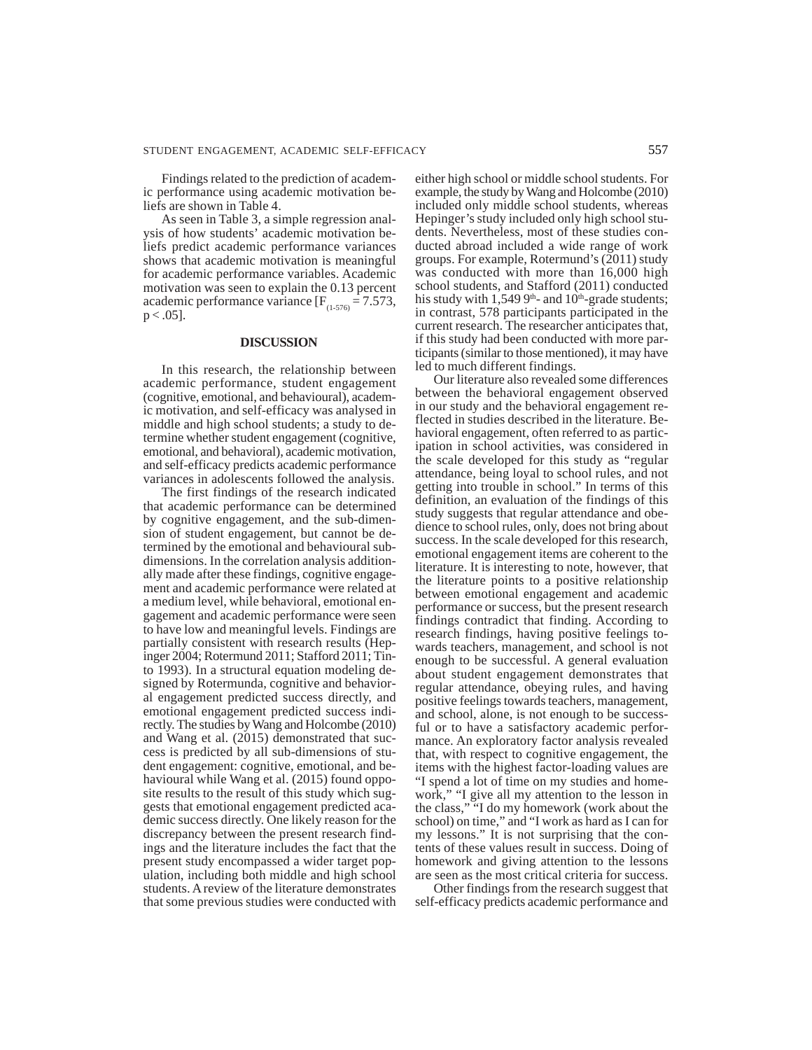Findings related to the prediction of academic performance using academic motivation beliefs are shown in Table 4.

As seen in Table 3, a simple regression analysis of how students' academic motivation beliefs predict academic performance variances shows that academic motivation is meaningful for academic performance variables. Academic motivation was seen to explain the 0.13 percent academic performance variance [$F_{(1\text{-}576)} = 7.573$, $p < .05$].

## DISCUSSION

In this research, the relationship between academic performance, student engagement (cognitive, emotional, and behavioural), academic motivation, and self-efficacy was analysed in middle and high school students; a study to determine whether student engagement (cognitive, emotional, and behavioral), academic motivation, and self-efficacy predicts academic performance variances in adolescents followed the analysis.

The first findings of the research indicated that academic performance can be determined by cognitive engagement, and the sub-dimension of student engagement, but cannot be determined by the emotional and behavioural sub-dimensions. In the correlation analysis additionally made after these findings, cognitive engagement and academic performance were related at a medium level, while behavioral, emotional engagement and academic performance were seen to have low and meaningful levels. Findings are partially consistent with research results (Hepinger 2004; Rotermund 2011; Stafford 2011; Tinto 1993). In a structural equation modeling designed by Rotermunda, cognitive and behavioral engagement predicted success directly, and emotional engagement predicted success indirectly. The studies by Wang and Holcombe (2010) and Wang et al. (2015) demonstrated that success is predicted by all sub-dimensions of student engagement: cognitive, emotional, and behavioural while Wang et al. (2015) found opposite results to the result of this study which suggests that emotional engagement predicted academic success directly. One likely reason for the discrepancy between the present research findings and the literature includes the fact that the present study encompassed a wider target population, including both middle and high school students. A review of the literature demonstrates that some previous studies were conducted with either high school or middle school students. For example, the study by Wang and Holcombe (2010) included only middle school students, whereas Hepinger's study included only high school students. Nevertheless, most of these studies conducted abroad included a wide range of work groups. For example, Rotermund's (2011) study was conducted with more than 16,000 high school students, and Stafford (2011) conducted his study with 1,549 9th- and 10th-grade students; in contrast, 578 participants participated in the current research. The researcher anticipates that, if this study had been conducted with more participants (similar to those mentioned), it may have led to much different findings.

Our literature also revealed some differences between the behavioral engagement observed in our study and the behavioral engagement reflected in studies described in the literature. Behavioral engagement, often referred to as participation in school activities, was considered in the scale developed for this study as "regular attendance, being loyal to school rules, and not getting into trouble in school." In terms of this definition, an evaluation of the findings of this study suggests that regular attendance and obedience to school rules, only, does not bring about success. In the scale developed for this research, emotional engagement items are coherent to the literature. It is interesting to note, however, that the literature points to a positive relationship between emotional engagement and academic performance or success, but the present research findings contradict that finding. According to research findings, having positive feelings towards teachers, management, and school is not enough to be successful. A general evaluation about student engagement demonstrates that regular attendance, obeying rules, and having positive feelings towards teachers, management, and school, alone, is not enough to be successful or to have a satisfactory academic performance. An exploratory factor analysis revealed that, with respect to cognitive engagement, the items with the highest factor-loading values are "I spend a lot of time on my studies and homework," "I give all my attention to the lesson in the class," "I do my homework (work about the school) on time," and "I work as hard as I can for my lessons." It is not surprising that the contents of these values result in success. Doing of homework and giving attention to the lessons are seen as the most critical criteria for success.

Other findings from the research suggest that self-efficacy predicts academic performance and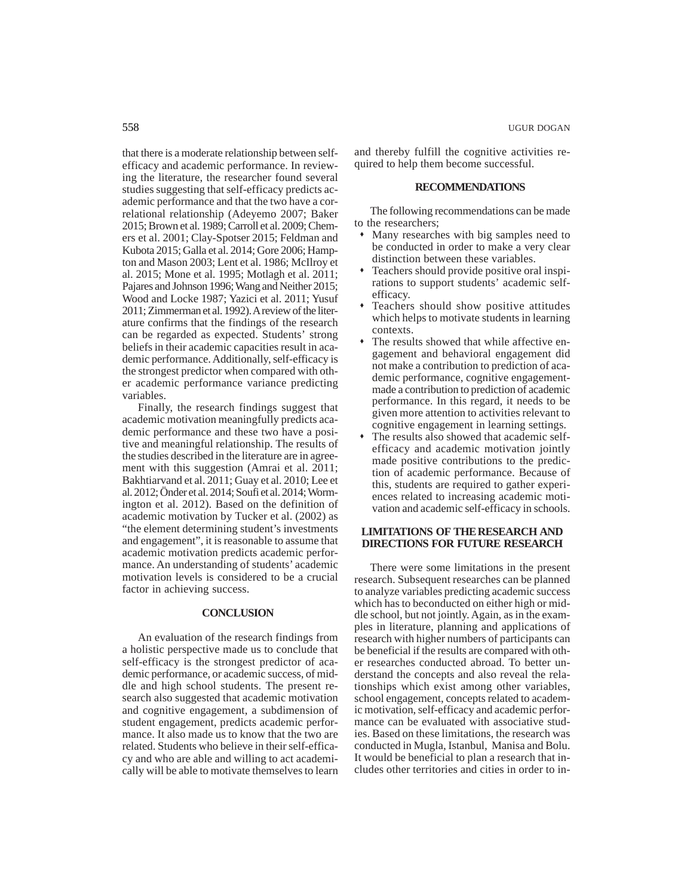that there is a moderate relationship between self-efficacy and academic performance. In reviewing the literature, the researcher found several studies suggesting that self-efficacy predicts academic performance and that the two have a correlational relationship (Adeyemo 2007; Baker 2015; Brown et al. 1989; Carroll et al. 2009; Chemers et al. 2001; Clay-Spotser 2015; Feldman and Kubota 2015; Galla et al. 2014; Gore 2006; Hampton and Mason 2003; Lent et al. 1986; McIlroy et al. 2015; Mone et al. 1995; Motlagh et al. 2011; Pajares and Johnson 1996; Wang and Neither 2015; Wood and Locke 1987; Yazici et al. 2011; Yusuf 2011; Zimmerman et al. 1992). A review of the literature confirms that the findings of the research can be regarded as expected. Students' strong beliefs in their academic capacities result in academic performance. Additionally, self-efficacy is the strongest predictor when compared with other academic performance variance predicting variables.

Finally, the research findings suggest that academic motivation meaningfully predicts academic performance and these two have a positive and meaningful relationship. The results of the studies described in the literature are in agreement with this suggestion (Amrai et al. 2011; Bakhtiarvand et al. 2011; Guay et al. 2010; Lee et al. 2012; Önder et al. 2014; Soufi et al. 2014; Wormington et al. 2012). Based on the definition of academic motivation by Tucker et al. (2002) as "the element determining student's investments and engagement", it is reasonable to assume that academic motivation predicts academic performance. An understanding of students' academic motivation levels is considered to be a crucial factor in achieving success.

## CONCLUSION

An evaluation of the research findings from a holistic perspective made us to conclude that self-efficacy is the strongest predictor of academic performance, or academic success, of middle and high school students. The present research also suggested that academic motivation and cognitive engagement, a subdimension of student engagement, predicts academic performance. It also made us to know that the two are related. Students who believe in their self-efficacy and who are able and willing to act academically will be able to motivate themselves to learn and thereby fulfill the cognitive activities required to help them become successful.

## RECOMMENDATIONS

The following recommendations can be made to the researchers;

- Many researches with big samples need to be conducted in order to make a very clear distinction between these variables.
- Teachers should provide positive oral inspirations to support students' academic self-efficacy.
- Teachers should show positive attitudes which helps to motivate students in learning contexts.
- The results showed that while affective engagement and behavioral engagement did not make a contribution to prediction of academic performance, cognitive engagement made a contribution to prediction of academic performance. In this regard, it needs to be given more attention to activities relevant to cognitive engagement in learning settings.
- The results also showed that academic self-efficacy and academic motivation jointly made positive contributions to the prediction of academic performance. Because of this, students are required to gather experiences related to increasing academic motivation and academic self-efficacy in schools.

## LIMITATIONS OF THE RESEARCH AND DIRECTIONS FOR FUTURE RESEARCH

There were some limitations in the present research. Subsequent researches can be planned to analyze variables predicting academic success which has to beconducted on either high or middle school, but not jointly. Again, as in the examples in literature, planning and applications of research with higher numbers of participants can be beneficial if the results are compared with other researches conducted abroad. To better understand the concepts and also reveal the relationships which exist among other variables, school engagement, concepts related to academic motivation, self-efficacy and academic performance can be evaluated with associative studies. Based on these limitations, the research was conducted in Mugla, Istanbul, Manisa and Bolu. It would be beneficial to plan a research that includes other territories and cities in order to in-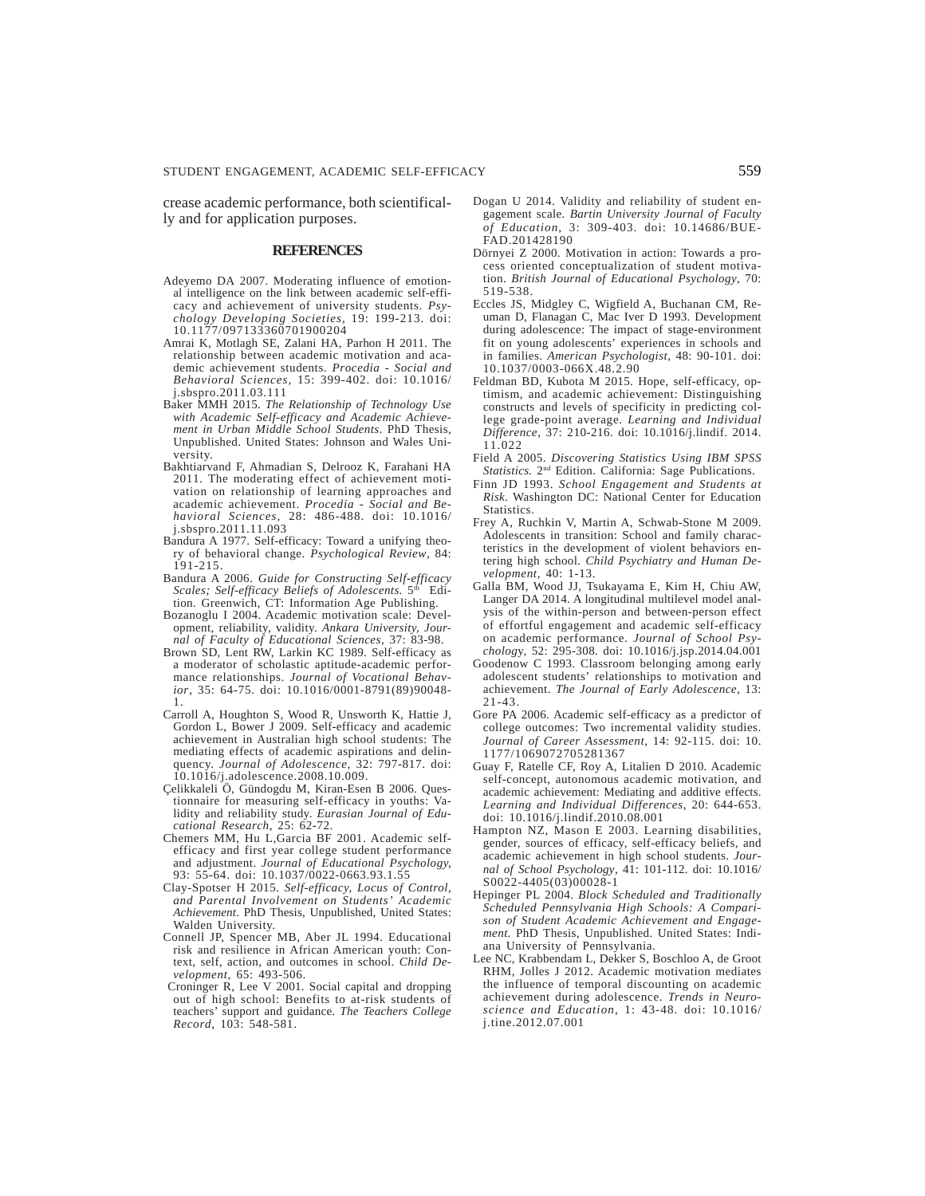crease academic performance, both scientifically and for application purposes.

## REFERENCES

Adeyemo DA 2007. Moderating influence of emotional intelligence on the link between academic self-efficacy and achievement of university students. *Psychology Developing Societies*, 19: 199-213. doi: 10.1177/097133360701900204

Amrai K, Motlagh SE, Zalani HA, Parhon H 2011. The relationship between academic motivation and academic achievement students. *Procedia - Social and Behavioral Sciences*, 15: 399-402. doi: 10.1016/j.sbspro.2011.03.111

Baker MMH 2015. *The Relationship of Technology Use with Academic Self-efficacy and Academic Achievement in Urban Middle School Students*. PhD Thesis, Unpublished. United States: Johnson and Wales University.

Bakhtiarvand F, Ahmadian S, Delrooz K, Farahani HA 2011. The moderating effect of achievement motivation on relationship of learning approaches and academic achievement. *Procedia - Social and Behavioral Sciences*, 28: 486-488. doi: 10.1016/j.sbspro.2011.11.093

Bandura A 1977. Self-efficacy: Toward a unifying theory of behavioral change. *Psychological Review*, 84: 191-215.

Bandura A 2006. *Guide for Constructing Self-efficacy Scales; Self-efficacy Beliefs of Adolescents.* 5th Edition. Greenwich, CT: Information Age Publishing.

Bozanoglu I 2004. Academic motivation scale: Development, reliability, validity. *Ankara University, Journal of Faculty of Educational Sciences*, 37: 83-98.

Brown SD, Lent RW, Larkin KC 1989. Self-efficacy as a moderator of scholastic aptitude-academic performance relationships. *Journal of Vocational Behavior*, 35: 64-75. doi: 10.1016/0001-8791(89)90048-1.

Carroll A, Houghton S, Wood R, Unsworth K, Hattie J, Gordon L, Bower J 2009. Self-efficacy and academic achievement in Australian high school students: The mediating effects of academic aspirations and delinquency. *Journal of Adolescence*, 32: 797-817. doi: 10.1016/j.adolescence.2008.10.009.

Çelikkaleli Ö, Gündogdu M, Kiran-Esen B 2006. Questionnaire for measuring self-efficacy in youths: Validity and reliability study. *Eurasian Journal of Educational Research*, 25: 62-72.

Chemers MM, Hu L,Garcia BF 2001. Academic self-efficacy and first year college student performance and adjustment. *Journal of Educational Psychology*, 93: 55-64. doi: 10.1037/0022-0663.93.1.55

Clay-Spotser H 2015. *Self-efficacy, Locus of Control, and Parental Involvement on Students' Academic Achievement*. PhD Thesis, Unpublished, United States: Walden University.

Connell JP, Spencer MB, Aber JL 1994. Educational risk and resilience in African American youth: Context, self, action, and outcomes in school. *Child Development*, 65: 493-506.

Croninger R, Lee V 2001. Social capital and dropping out of high school: Benefits to at-risk students of teachers' support and guidance. *The Teachers College Record*, 103: 548-581.

Dogan U 2014. Validity and reliability of student engagement scale. *Bartin University Journal of Faculty of Education*, 3: 309-403. doi: 10.14686/BUE-FAD.201428190

Dörnyei Z 2000. Motivation in action: Towards a process oriented conceptualization of student motivation. *British Journal of Educational Psychology*, 70: 519-538.

Eccles JS, Midgley C, Wigfield A, Buchanan CM, Reuman D, Flanagan C, Mac Iver D 1993. Development during adolescence: The impact of stage-environment fit on young adolescents' experiences in schools and in families. *American Psychologist*, 48: 90-101. doi: 10.1037/0003-066X.48.2.90

Feldman BD, Kubota M 2015. Hope, self-efficacy, optimism, and academic achievement: Distinguishing constructs and levels of specificity in predicting college grade-point average. *Learning and Individual Difference*, 37: 210-216. doi: 10.1016/j.lindif. 2014. 11.022

Field A 2005. *Discovering Statistics Using IBM SPSS Statistics.* 2nd Edition. California: Sage Publications.

Finn JD 1993. *School Engagement and Students at Risk.* Washington DC: National Center for Education Statistics.

Frey A, Ruchkin V, Martin A, Schwab-Stone M 2009. Adolescents in transition: School and family characteristics in the development of violent behaviors entering high school. *Child Psychiatry and Human Development*, 40: 1-13.

Galla BM, Wood JJ, Tsukayama E, Kim H, Chiu AW, Langer DA 2014. A longitudinal multilevel model analysis of the within-person and between-person effect of effortful engagement and academic self-efficacy on academic performance. *Journal of School Psychology*, 52: 295-308. doi: 10.1016/j.jsp.2014.04.001

Goodenow C 1993. Classroom belonging among early adolescent students' relationships to motivation and achievement. *The Journal of Early Adolescence*, 13: 21-43.

Gore PA 2006. Academic self-efficacy as a predictor of college outcomes: Two incremental validity studies. *Journal of Career Assessment*, 14: 92-115. doi: 10. 1177/1069072705281367

Guay F, Ratelle CF, Roy A, Litalien D 2010. Academic self-concept, autonomous academic motivation, and academic achievement: Mediating and additive effects. *Learning and Individual Differences*, 20: 644-653. doi: 10.1016/j.lindif.2010.08.001

Hampton NZ, Mason E 2003. Learning disabilities, gender, sources of efficacy, self-efficacy beliefs, and academic achievement in high school students. *Journal of School Psychology*, 41: 101-112. doi: 10.1016/S0022-4405(03)00028-1

Hepinger PL 2004. *Block Scheduled and Traditionally Scheduled Pennsylvania High Schools: A Comparison of Student Academic Achievement and Engagement.* PhD Thesis, Unpublished. United States: Indiana University of Pennsylvania.

Lee NC, Krabbendam L, Dekker S, Boschloo A, de Groot RHM, Jolles J 2012. Academic motivation mediates the influence of temporal discounting on academic achievement during adolescence. *Trends in Neuroscience and Education*, 1: 43-48. doi: 10.1016/j.tine.2012.07.001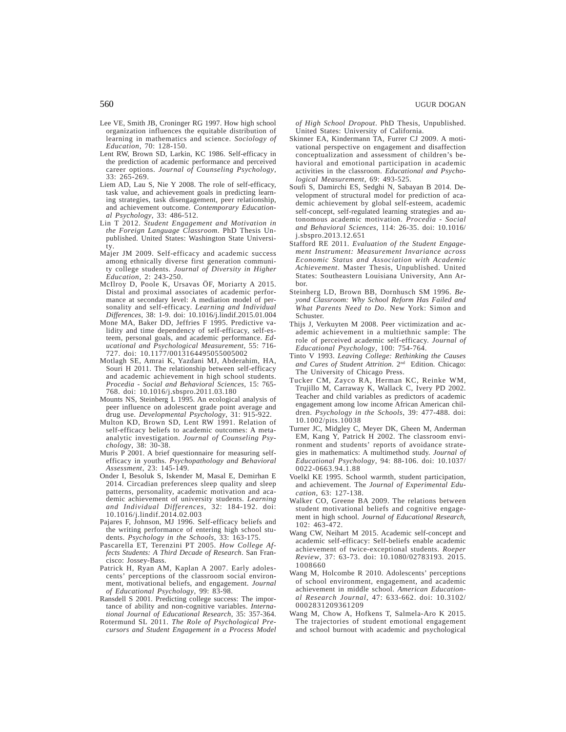Lee VE, Smith JB, Croninger RG 1997. How high school organization influences the equitable distribution of learning in mathematics and science. *Sociology of Education*, 70: 128-150.

Lent RW, Brown SD, Larkin, KC 1986. Self-efficacy in the prediction of academic performance and perceived career options. *Journal of Counseling Psychology*, 33: 265-269.

Liem AD, Lau S, Nie Y 2008. The role of self-efficacy, task value, and achievement goals in predicting learning strategies, task disengagement, peer relationship, and achievement outcome. *Contemporary Educational Psychology*, 33: 486-512.

Lin T 2012. *Student Engagement and Motivation in the Foreign Language Classroom*. PhD Thesis Unpublished. United States: Washington State University.

Majer JM 2009. Self-efficacy and academic success among ethnically diverse first generation community college students. *Journal of Diversity in Higher Education*, 2: 243-250.

McIlroy D, Poole K, Ursavas ÖF, Moriarty A 2015. Distal and proximal associates of academic performance at secondary level: A mediation model of personality and self-efficacy. *Learning and Individual Differences*, 38: 1-9. doi: 10.1016/j.lindif.2015.01.004

Mone MA, Baker DD, Jeffries F 1995. Predictive validity and time dependency of self-efficacy, self-esteem, personal goals, and academic performance. *Educational and Psychological Measurement*, 55: 716-727. doi: 10.1177/0013164495055005002

Motlagh SE, Amrai K, Yazdani MJ, Abderahim, HA, Souri H 2011. The relationship between self-efficacy and academic achievement in high school students. *Procedia - Social and Behavioral Sciences*, 15: 765-768. doi: 10.1016/j.sbspro.2011.03.180

Mounts NS, Steinberg L 1995. An ecological analysis of peer influence on adolescent grade point average and drug use. *Developmental Psychology*, 31: 915-922.

Multon KD, Brown SD, Lent RW 1991. Relation of self-efficacy beliefs to academic outcomes: A meta-analytic investigation. *Journal of Counseling Psychology*, 38: 30-38.

Muris P 2001. A brief questionnaire for measuring self-efficacy in youths. *Psychopathology and Behavioral Assessment*, 23: 145-149.

Onder I, Besoluk S, Iskender M, Masal E, Demirhan E 2014. Circadian preferences sleep quality and sleep patterns, personality, academic motivation and academic achievement of university students. *Learning and Individual Differences*, 32: 184-192. doi: 10.1016/j.lindif.2014.02.003

Pajares F, Johnson, MJ 1996. Self-efficacy beliefs and the writing performance of entering high school students. *Psychology in the Schools*, 33: 163-175.

Pascarella ET, Terenzini PT 2005. *How College Affects Students: A Third Decade of Research*. San Francisco: Jossey-Bass.

Patrick H, Ryan AM, Kaplan A 2007. Early adolescents' perceptions of the classroom social environment, motivational beliefs, and engagement. *Journal of Educational Psychology*, 99: 83-98.

Ransdell S 2001. Predicting college success: The importance of ability and non-cognitive variables. *International Journal of Educational Research*, 35: 357-364.

Rotermund SL 2011. *The Role of Psychological Precursors and Student Engagement in a Process Model of High School Dropout*. PhD Thesis, Unpublished. United States: University of California.

Skinner EA, Kindermann TA, Furrer CJ 2009. A motivational perspective on engagement and disaffection conceptualization and assessment of children's behavioral and emotional participation in academic activities in the classroom. *Educational and Psychological Measurement*, 69: 493-525.

Soufi S, Damirchi ES, Sedghi N, Sabayan B 2014. Development of structural model for prediction of academic achievement by global self-esteem, academic self-concept, self-regulated learning strategies and autonomous academic motivation. *Procedia - Social and Behavioral Sciences*, 114: 26-35. doi: 10.1016/j.sbspro.2013.12.651

Stafford RE 2011. *Evaluation of the Student Engagement Instrument: Measurement Invariance across Economic Status and Association with Academic Achievement*. Master Thesis, Unpublished. United States: Southeastern Louisiana University, Ann Arbor.

Steinberg LD, Brown BB, Dornhusch SM 1996. *Beyond Classroom: Why School Reform Has Failed and What Parents Need to Do*. New York: Simon and Schuster.

Thijs J, Verkuyten M 2008. Peer victimization and academic achievement in a multiethnic sample: The role of perceived academic self-efficacy. *Journal of Educational Psychology*, 100: 754-764.

Tinto V 1993. *Leaving College: Rethinking the Causes and Cures of Student Attrition*. 2nd Edition. Chicago: The University of Chicago Press.

Tucker CM, Zayco RA, Herman KC, Reinke WM, Trujillo M, Carraway K, Wallack C, Ivery PD 2002. Teacher and child variables as predictors of academic engagement among low income African American children. *Psychology in the Schools*, 39: 477-488. doi: 10.1002/pits.10038

Turner JC, Midgley C, Meyer DK, Gheen M, Anderman EM, Kang Y, Patrick H 2002. The classroom environment and students' reports of avoidance strategies in mathematics: A multimethod study. *Journal of Educational Psychology*, 94: 88-106. doi: 10.1037/0022-0663.94.1.88

Voelkl KE 1995. School warmth, student participation, and achievement. The *Journal of Experimental Education*, 63: 127-138.

Walker CO, Greene BA 2009. The relations between student motivational beliefs and cognitive engagement in high school. *Journal of Educational Research*, 102: 463-472.

Wang CW, Neihart M 2015. Academic self-concept and academic self-efficacy: Self-beliefs enable academic achievement of twice-exceptional students. *Roeper Review*, 37: 63-73. doi: 10.1080/02783193. 2015. 1008660

Wang M, Holcombe R 2010. Adolescents' perceptions of school environment, engagement, and academic achievement in middle school. *American Educational Research Journal*, 47: 633-662. doi: 10.3102/0002831209361209

Wang M, Chow A, Hofkens T, Salmela-Aro K 2015. The trajectories of student emotional engagement and school burnout with academic and psychological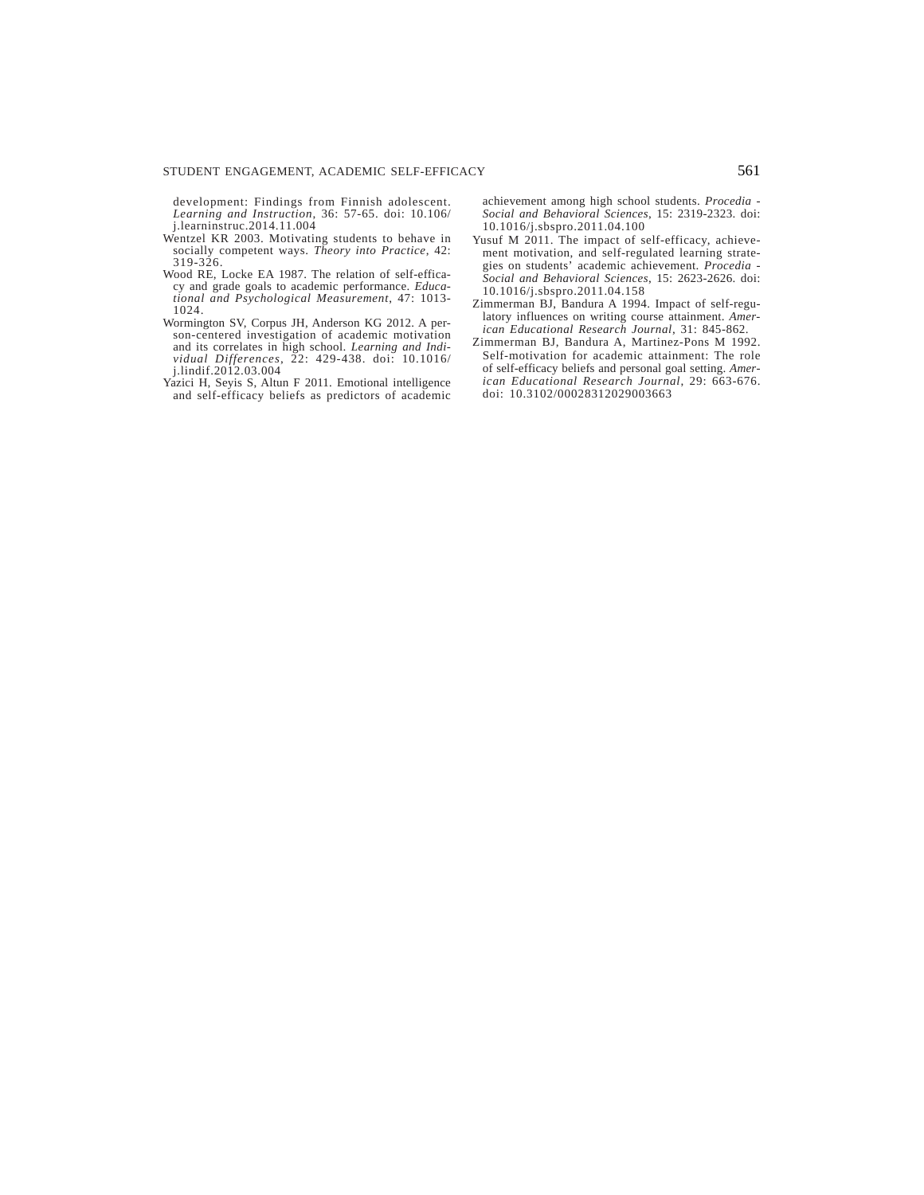development: Findings from Finnish adolescent. *Learning and Instruction*, 36: 57-65. doi: 10.106/j.learninstruc.2014.11.004

Wentzel KR 2003. Motivating students to behave in socially competent ways. *Theory into Practice*, 42: 319-326.

Wood RE, Locke EA 1987. The relation of self-efficacy and grade goals to academic performance. *Educational and Psychological Measurement*, 47: 1013-1024.

Wormington SV, Corpus JH, Anderson KG 2012. A person-centered investigation of academic motivation and its correlates in high school. *Learning and Individual Differences*, 22: 429-438. doi: 10.1016/j.lindif.2012.03.004

Yazici H, Seyis S, Altun F 2011. Emotional intelligence and self-efficacy beliefs as predictors of academic achievement among high school students. *Procedia - Social and Behavioral Sciences*, 15: 2319-2323. doi: 10.1016/j.sbspro.2011.04.100

Yusuf M 2011. The impact of self-efficacy, achievement motivation, and self-regulated learning strategies on students' academic achievement. *Procedia - Social and Behavioral Sciences*, 15: 2623-2626. doi: 10.1016/j.sbspro.2011.04.158

Zimmerman BJ, Bandura A 1994. Impact of self-regulatory influences on writing course attainment. *American Educational Research Journal*, 31: 845-862.

Zimmerman BJ, Bandura A, Martinez-Pons M 1992. Self-motivation for academic attainment: The role of self-efficacy beliefs and personal goal setting. *American Educational Research Journal*, 29: 663-676. doi: 10.3102/00028312029003663